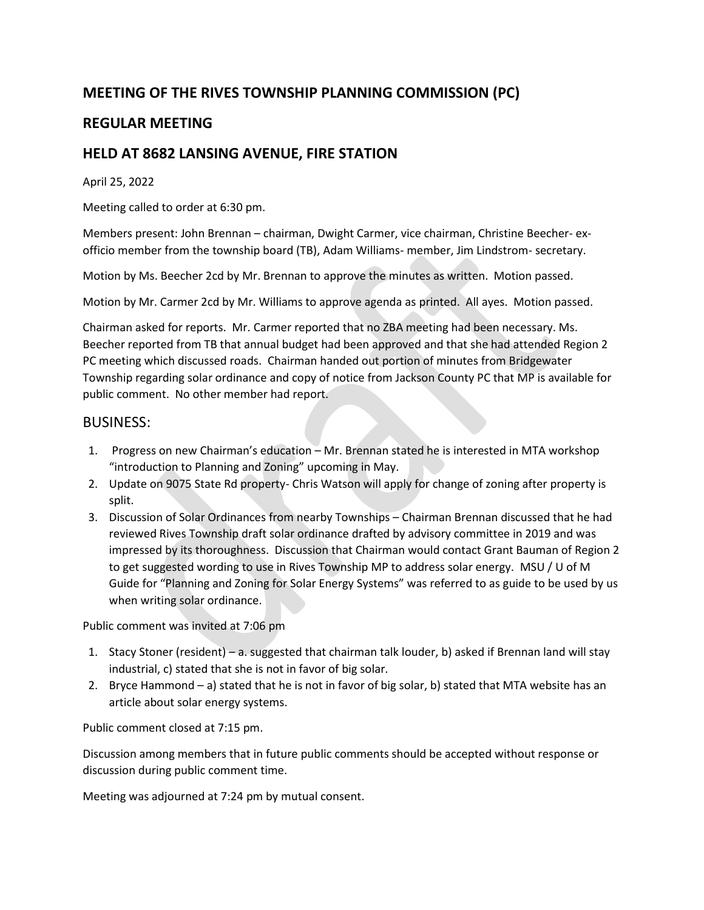## MEETING OF THE RIVES TOWNSHIP PLANNING COMMISSION (PC)

## REGULAR MEETING

## HELD AT 8682 LANSING AVENUE, FIRE STATION

April 25, 2022

Meeting called to order at 6:30 pm.

Members present: John Brennan – chairman, Dwight Carmer, vice chairman, Christine Beecher- ex-officio member from the township board (TB), Adam Williams- member, Jim Lindstrom- secretary.

Motion by Ms. Beecher 2cd by Mr. Brennan to approve the minutes as written. Motion passed.

Motion by Mr. Carmer 2cd by Mr. Williams to approve agenda as printed. All ayes. Motion passed.

Chairman asked for reports. Mr. Carmer reported that no ZBA meeting had been necessary. Ms. Beecher reported from TB that annual budget had been approved and that she had attended Region 2 PC meeting which discussed roads. Chairman handed out portion of minutes from Bridgewater Township regarding solar ordinance and copy of notice from Jackson County PC that MP is available for public comment. No other member had report.

# BUSINESS:

1. Progress on new Chairman's education – Mr. Brennan stated he is interested in MTA workshop "introduction to Planning and Zoning" upcoming in May.
2. Update on 9075 State Rd property- Chris Watson will apply for change of zoning after property is split.
3. Discussion of Solar Ordinances from nearby Townships – Chairman Brennan discussed that he had reviewed Rives Township draft solar ordinance drafted by advisory committee in 2019 and was impressed by its thoroughness. Discussion that Chairman would contact Grant Bauman of Region 2 to get suggested wording to use in Rives Township MP to address solar energy. MSU / U of M Guide for "Planning and Zoning for Solar Energy Systems" was referred to as guide to be used by us when writing solar ordinance.

Public comment was invited at 7:06 pm

1. Stacy Stoner (resident) – a. suggested that chairman talk louder, b) asked if Brennan land will stay industrial, c) stated that she is not in favor of big solar.
2. Bryce Hammond – a) stated that he is not in favor of big solar, b) stated that MTA website has an article about solar energy systems.

Public comment closed at 7:15 pm.

Discussion among members that in future public comments should be accepted without response or discussion during public comment time.

Meeting was adjourned at 7:24 pm by mutual consent.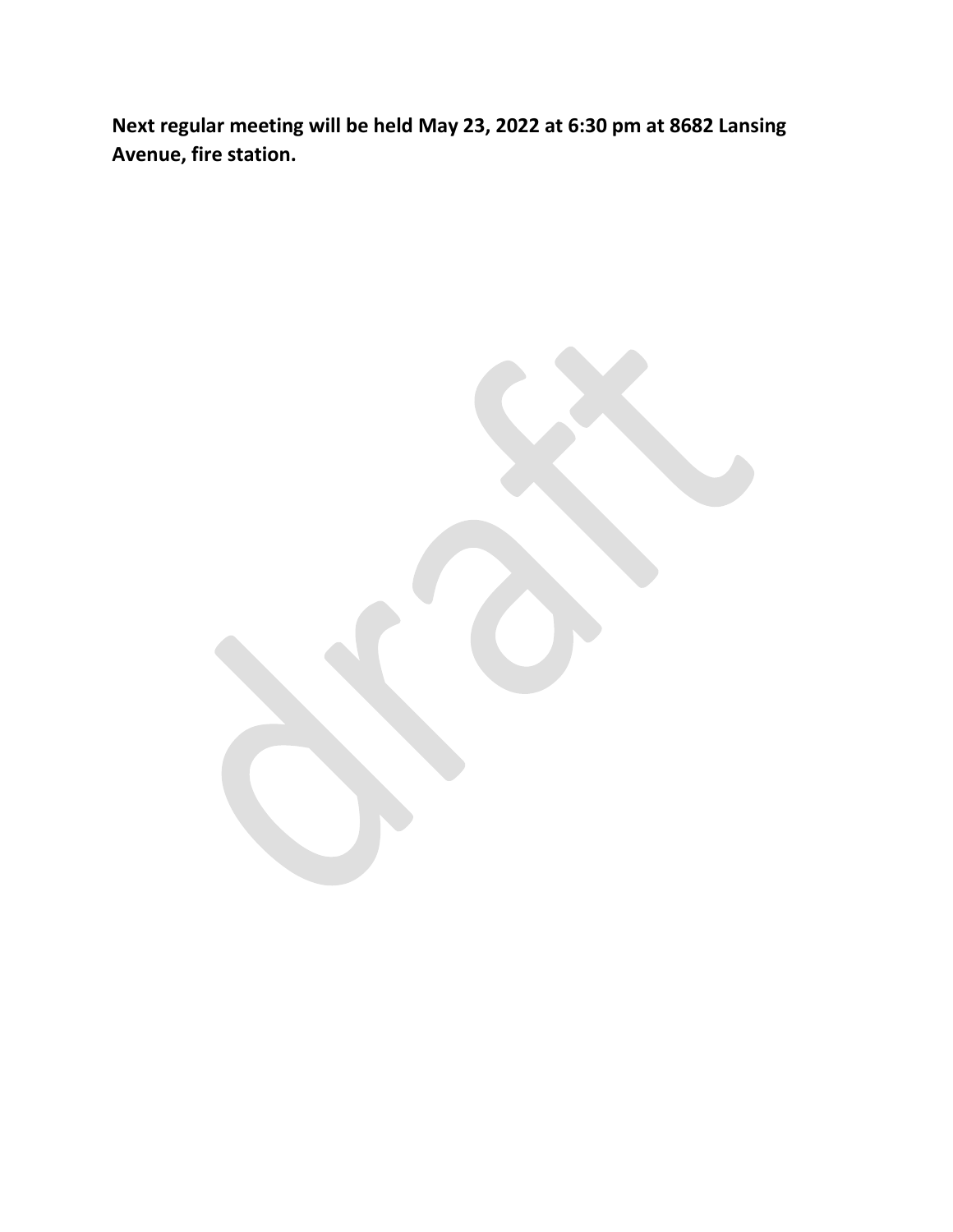**Next regular meeting will be held May 23, 2022 at 6:30 pm at 8682 Lansing Avenue, fire station.**